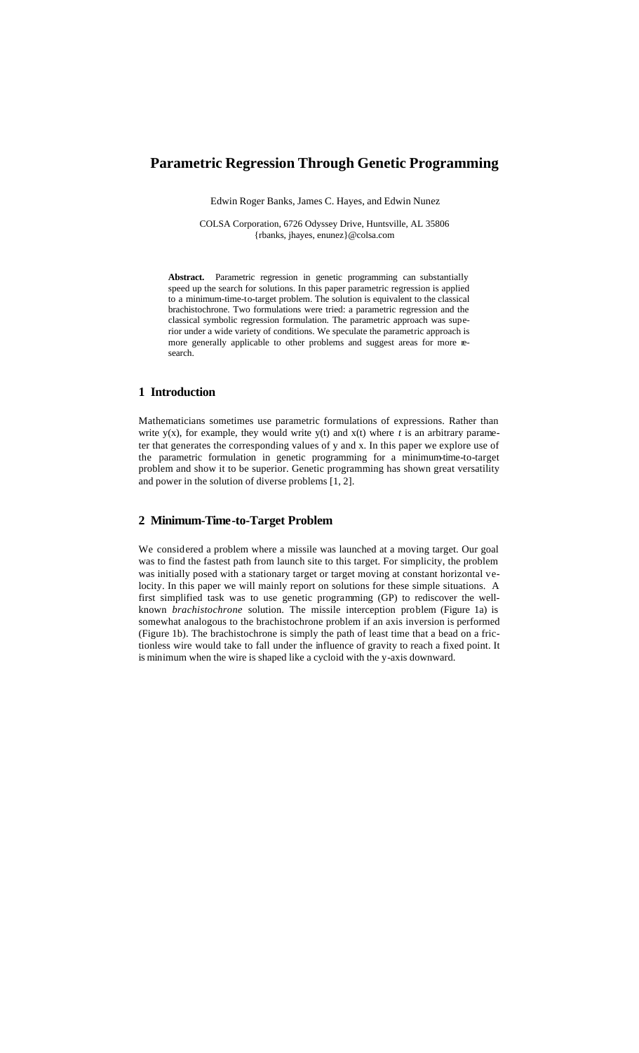# Parametric Regression Through Genetic Programming

Edwin Roger Banks, James C. Hayes, and Edwin Nunez

COLSA Corporation, 6726 Odyssey Drive, Huntsville, AL 35806
{rbanks, jhayes, enunez}@colsa.com

**Abstract.** Parametric regression in genetic programming can substantially speed up the search for solutions. In this paper parametric regression is applied to a minimum-time-to-target problem. The solution is equivalent to the classical brachistochrone. Two formulations were tried: a parametric regression and the classical symbolic regression formulation. The parametric approach was superior under a wide variety of conditions. We speculate the parametric approach is more generally applicable to other problems and suggest areas for more research.

## 1 Introduction

Mathematicians sometimes use parametric formulations of expressions. Rather than write y(x), for example, they would write y(t) and x(t) where *t* is an arbitrary parameter that generates the corresponding values of y and x. In this paper we explore use of the parametric formulation in genetic programming for a minimum-time-to-target problem and show it to be superior. Genetic programming has shown great versatility and power in the solution of diverse problems [1, 2].

## 2 Minimum-Time-to-Target Problem

We considered a problem where a missile was launched at a moving target. Our goal was to find the fastest path from launch site to this target. For simplicity, the problem was initially posed with a stationary target or target moving at constant horizontal velocity. In this paper we will mainly report on solutions for these simple situations. A first simplified task was to use genetic programming (GP) to rediscover the well-known *brachistochrone* solution. The missile interception problem (Figure 1a) is somewhat analogous to the brachistochrone problem if an axis inversion is performed (Figure 1b). The brachistochrone is simply the path of least time that a bead on a frictionless wire would take to fall under the influence of gravity to reach a fixed point. It is minimum when the wire is shaped like a cycloid with the y-axis downward.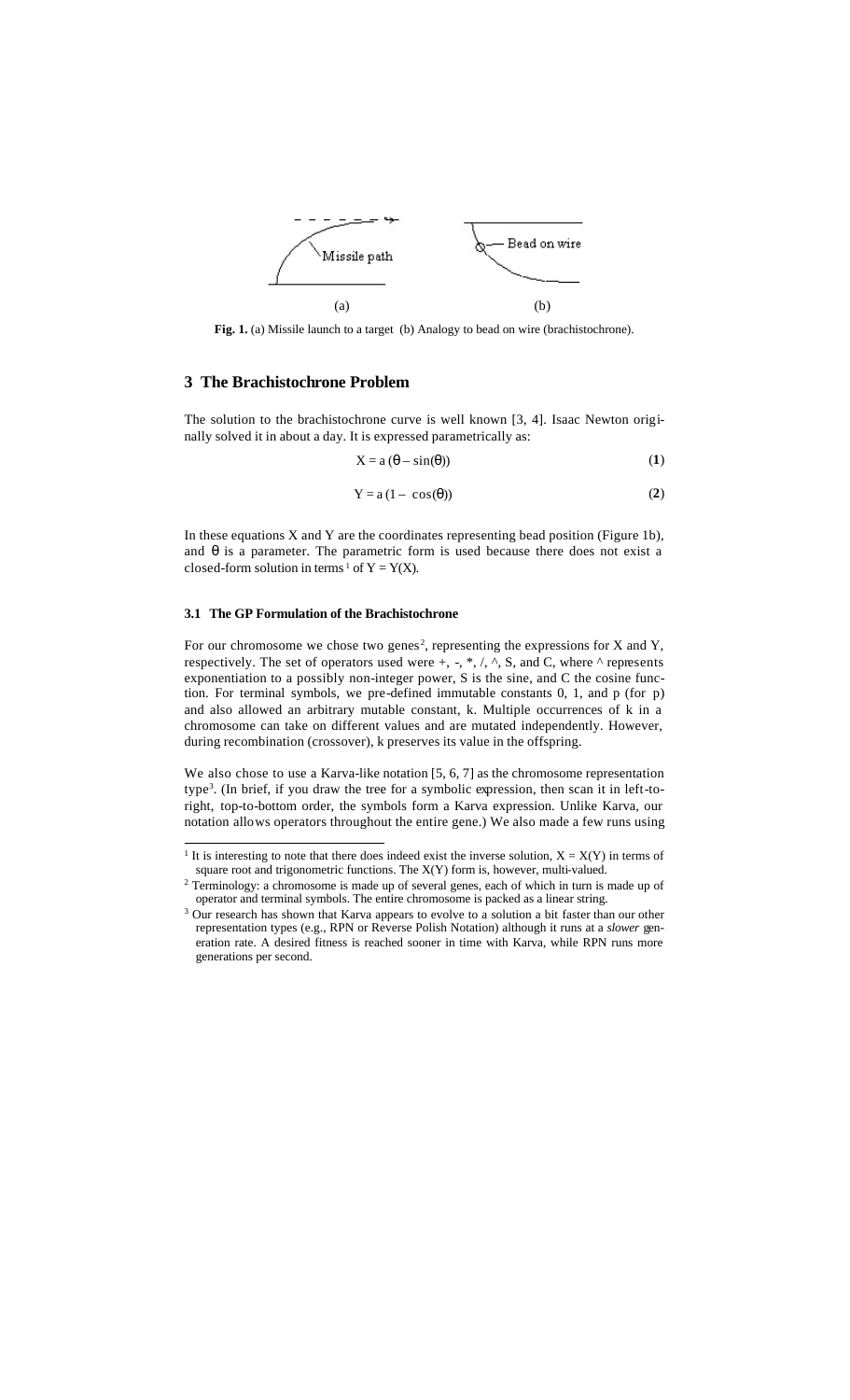**Fig. 1.** (a) Missile launch to a target (b) Analogy to bead on wire (brachistochrone).

## 3 The Brachistochrone Problem

The solution to the brachistochrone curve is well known [3, 4]. Isaac Newton originally solved it in about a day. It is expressed parametrically as:

$$X = a(\theta - \sin(\theta)) \quad (1)$$

$$Y = a(1 - \cos(\theta)) \quad (2)$$

In these equations X and Y are the coordinates representing bead position (Figure 1b), and $\theta$ is a parameter. The parametric form is used because there does not exist a closed-form solution in terms[1] of $Y = Y(X)$.

### 3.1 The GP Formulation of the Brachistochrone

For our chromosome we chose two genes[2], representing the expressions for X and Y, respectively. The set of operators used were +, -, *, /, ^, S, and C, where ^ represents exponentiation to a possibly non-integer power, S is the sine, and C the cosine function. For terminal symbols, we pre-defined immutable constants 0, 1, and p (for p) and also allowed an arbitrary mutable constant, k. Multiple occurrences of k in a chromosome can take on different values and are mutated independently. However, during recombination (crossover), k preserves its value in the offspring.

We also chose to use a Karva-like notation [5, 6, 7] as the chromosome representation type[3]. (In brief, if you draw the tree for a symbolic expression, then scan it in left-to-right, top-to-bottom order, the symbols form a Karva expression. Unlike Karva, our notation allows operators throughout the entire gene.) We also made a few runs using

---

[1] It is interesting to note that there does indeed exist the inverse solution, $X = X(Y)$ in terms of square root and trigonometric functions. The $X(Y)$ form is, however, multi-valued.

[2] Terminology: a chromosome is made up of several genes, each of which in turn is made up of operator and terminal symbols. The entire chromosome is packed as a linear string.

[3] Our research has shown that Karva appears to evolve to a solution a bit faster than our other representation types (e.g., RPN or Reverse Polish Notation) although it runs at a *slower* generation rate. A desired fitness is reached sooner in time with Karva, while RPN runs more generations per second.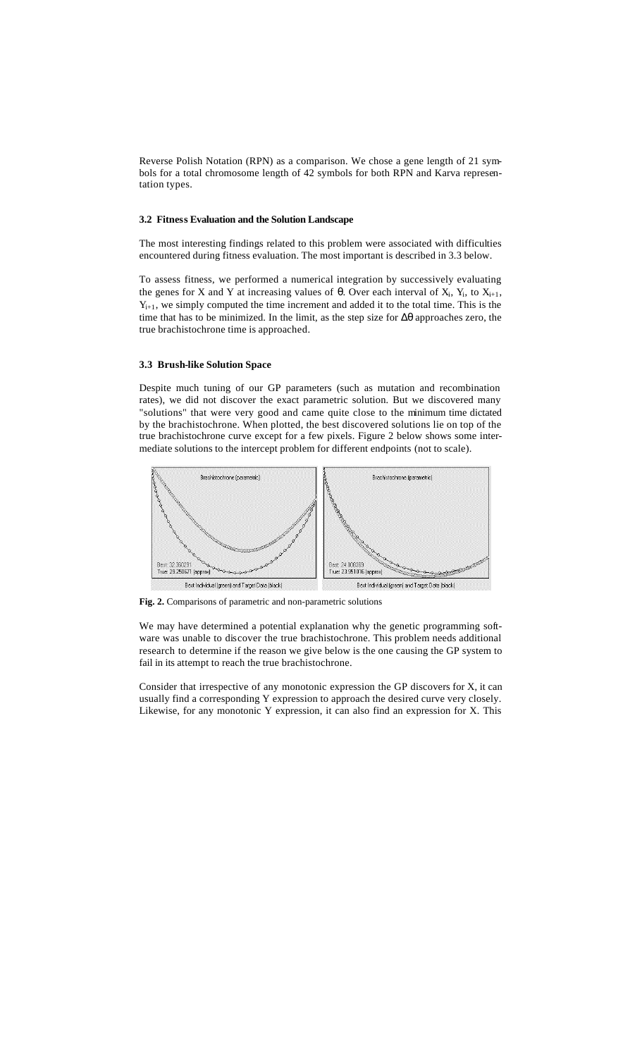Reverse Polish Notation (RPN) as a comparison. We chose a gene length of 21 symbols for a total chromosome length of 42 symbols for both RPN and Karva representation types.

### 3.2 Fitness Evaluation and the Solution Landscape

The most interesting findings related to this problem were associated with difficulties encountered during fitness evaluation. The most important is described in 3.3 below.

To assess fitness, we performed a numerical integration by successively evaluating the genes for X and Y at increasing values of $\theta$. Over each interval of $X_i$, $Y_i$, to $X_{i+1}$, $Y_{i+1}$, we simply computed the time increment and added it to the total time. This is the time that has to be minimized. In the limit, as the step size for $\Delta\theta$ approaches zero, the true brachistochrone time is approached.

### 3.3 Brush-like Solution Space

Despite much tuning of our GP parameters (such as mutation and recombination rates), we did not discover the exact parametric solution. But we discovered many "solutions" that were very good and came quite close to the minimum time dictated by the brachistochrone. When plotted, the best discovered solutions lie on top of the true brachistochrone curve except for a few pixels. Figure 2 below shows some intermediate solutions to the intercept problem for different endpoints (not to scale).

**Fig. 2.** Comparisons of parametric and non-parametric solutions

We may have determined a potential explanation why the genetic programming software was unable to discover the true brachistochrone. This problem needs additional research to determine if the reason we give below is the one causing the GP system to fail in its attempt to reach the true brachistochrone.

Consider that irrespective of any monotonic expression the GP discovers for X, it can usually find a corresponding Y expression to approach the desired curve very closely. Likewise, for any monotonic Y expression, it can also find an expression for X. This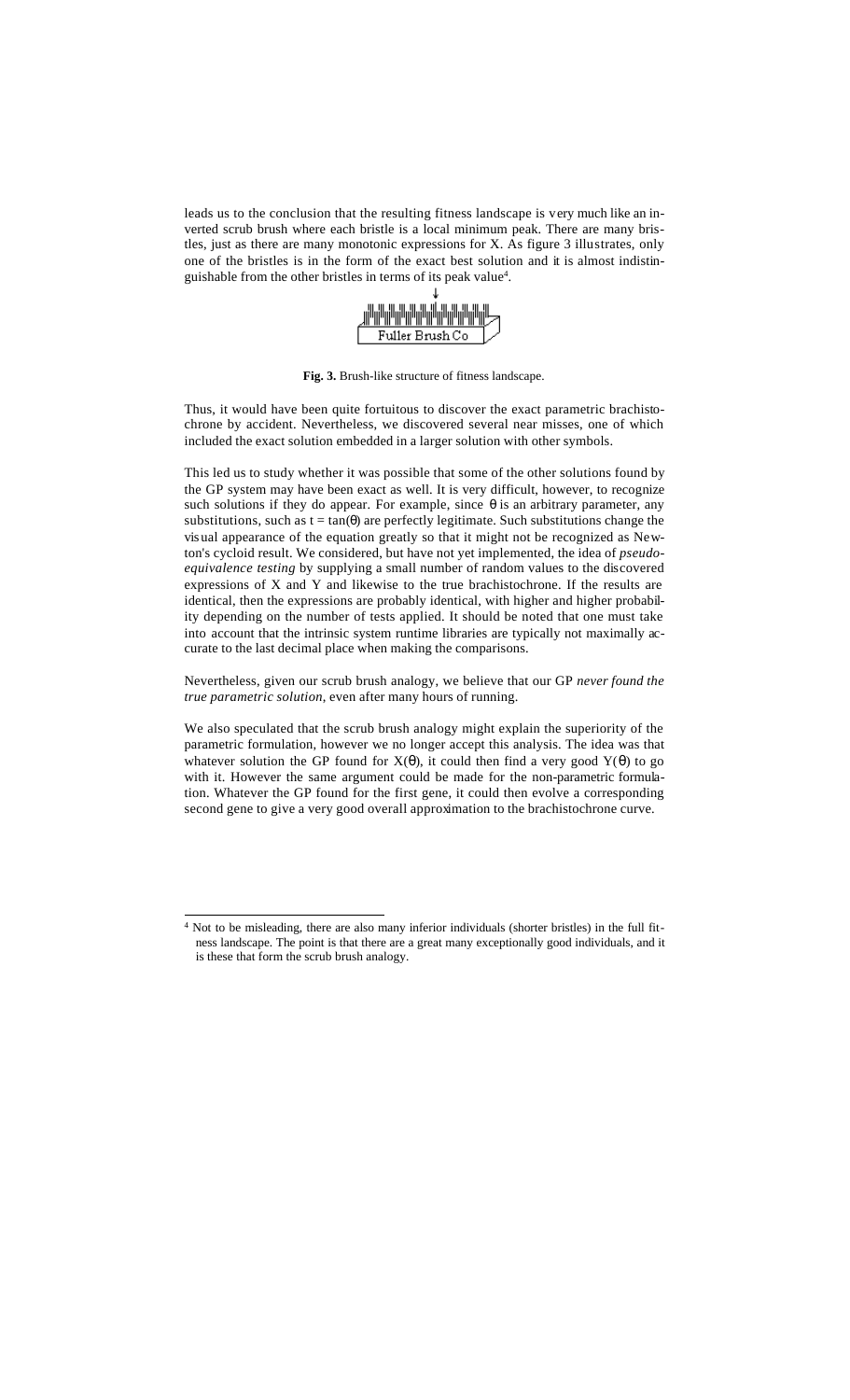leads us to the conclusion that the resulting fitness landscape is very much like an inverted scrub brush where each bristle is a local minimum peak. There are many bristles, just as there are many monotonic expressions for X. As figure 3 illustrates, only one of the bristles is in the form of the exact best solution and it is almost indistinguishable from the other bristles in terms of its peak value[4].

**Fig. 3.** Brush-like structure of fitness landscape.

Thus, it would have been quite fortuitous to discover the exact parametric brachistochrone by accident. Nevertheless, we discovered several near misses, one of which included the exact solution embedded in a larger solution with other symbols.

This led us to study whether it was possible that some of the other solutions found by the GP system may have been exact as well. It is very difficult, however, to recognize such solutions if they do appear. For example, since $\theta$ is an arbitrary parameter, any substitutions, such as $t = \tan(\theta)$ are perfectly legitimate. Such substitutions change the visual appearance of the equation greatly so that it might not be recognized as Newton's cycloid result. We considered, but have not yet implemented, the idea of *pseudo-equivalence testing* by supplying a small number of random values to the discovered expressions of X and Y and likewise to the true brachistochrone. If the results are identical, then the expressions are probably identical, with higher and higher probability depending on the number of tests applied. It should be noted that one must take into account that the intrinsic system runtime libraries are typically not maximally accurate to the last decimal place when making the comparisons.

Nevertheless, given our scrub brush analogy, we believe that our GP *never found the true parametric solution*, even after many hours of running.

We also speculated that the scrub brush analogy might explain the superiority of the parametric formulation, however we no longer accept this analysis. The idea was that whatever solution the GP found for $X(\theta)$, it could then find a very good $Y(\theta)$ to go with it. However the same argument could be made for the non-parametric formulation. Whatever the GP found for the first gene, it could then evolve a corresponding second gene to give a very good overall approximation to the brachistochrone curve.

---

[4] Not to be misleading, there are also many inferior individuals (shorter bristles) in the full fitness landscape. The point is that there are a great many exceptionally good individuals, and it is these that form the scrub brush analogy.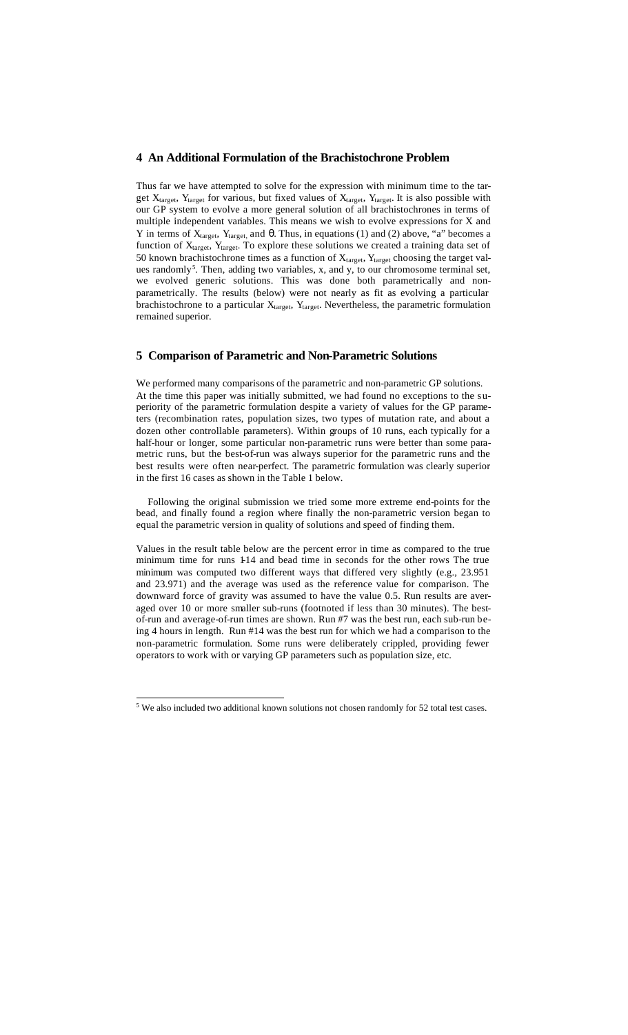## 4 An Additional Formulation of the Brachistochrone Problem

Thus far we have attempted to solve for the expression with minimum time to the target $X_{target}$, $Y_{target}$ for various, but fixed values of $X_{target}$, $Y_{target}$. It is also possible with our GP system to evolve a more general solution of all brachistochrones in terms of multiple independent variables. This means we wish to evolve expressions for X and Y in terms of $X_{target}$, $Y_{target}$, and $\theta$. Thus, in equations (1) and (2) above, "a" becomes a function of $X_{target}$, $Y_{target}$. To explore these solutions we created a training data set of 50 known brachistochrone times as a function of $X_{target}$, $Y_{target}$ choosing the target values randomly[5]. Then, adding two variables, x, and y, to our chromosome terminal set, we evolved generic solutions. This was done both parametrically and non-parametrically. The results (below) were not nearly as fit as evolving a particular brachistochrone to a particular $X_{target}$, $Y_{target}$. Nevertheless, the parametric formulation remained superior.

## 5 Comparison of Parametric and Non-Parametric Solutions

We performed many comparisons of the parametric and non-parametric GP solutions. At the time this paper was initially submitted, we had found no exceptions to the superiority of the parametric formulation despite a variety of values for the GP parameters (recombination rates, population sizes, two types of mutation rate, and about a dozen other controllable parameters). Within groups of 10 runs, each typically for a half-hour or longer, some particular non-parametric runs were better than some parametric runs, but the best-of-run was always superior for the parametric runs and the best results were often near-perfect. The parametric formulation was clearly superior in the first 16 cases as shown in the Table 1 below.

Following the original submission we tried some more extreme end-points for the bead, and finally found a region where finally the non-parametric version began to equal the parametric version in quality of solutions and speed of finding them.

Values in the result table below are the percent error in time as compared to the true minimum time for runs 1-14 and bead time in seconds for the other rows The true minimum was computed two different ways that differed very slightly (e.g., 23.951 and 23.971) and the average was used as the reference value for comparison. The downward force of gravity was assumed to have the value 0.5. Run results are averaged over 10 or more smaller sub-runs (footnoted if less than 30 minutes). The best-of-run and average-of-run times are shown. Run #7 was the best run, each sub-run being 4 hours in length. Run #14 was the best run for which we had a comparison to the non-parametric formulation. Some runs were deliberately crippled, providing fewer operators to work with or varying GP parameters such as population size, etc.

[5] We also included two additional known solutions not chosen randomly for 52 total test cases.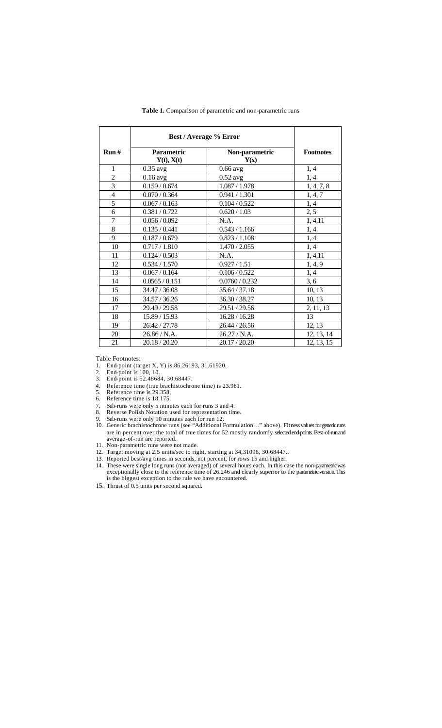**Table 1.** Comparison of parametric and non-parametric runs

| Run # | Best / Average % Error | | Footnotes |
|---|---|---|---|
| | Parametric $Y(t), X(t)$ | Non-parametric $Y(x)$ | |
| 1 | 0.35 avg | 0.66 avg | 1, 4 |
| 2 | 0.16 avg | 0.52 avg | 1, 4 |
| 3 | 0.159 / 0.674 | 1.087 / 1.978 | 1, 4, 7, 8 |
| 4 | 0.070 / 0.364 | 0.941 / 1.301 | 1, 4, 7 |
| 5 | 0.067 / 0.163 | 0.104 / 0.522 | 1, 4 |
| 6 | 0.381 / 0.722 | 0.620 / 1.03 | 2, 5 |
| 7 | 0.056 / 0.092 | N.A. | 1, 4,11 |
| 8 | 0.135 / 0.441 | 0.543 / 1.166 | 1, 4 |
| 9 | 0.187 / 0.679 | 0.823 / 1.108 | 1, 4 |
| 10 | 0.717 / 1.810 | 1.470 / 2.055 | 1, 4 |
| 11 | 0.124 / 0.503 | N.A. | 1, 4,11 |
| 12 | 0.534 / 1.570 | 0.927 / 1.51 | 1, 4, 9 |
| 13 | 0.067 / 0.164 | 0.106 / 0.522 | 1, 4 |
| 14 | 0.0565 / 0.151 | 0.0760 / 0.232 | 3, 6 |
| 15 | 34.47 / 36.08 | 35.64 / 37.18 | 10, 13 |
| 16 | 34.57 / 36.26 | 36.30 / 38.27 | 10, 13 |
| 17 | 29.49 / 29.58 | 29.51 / 29.56 | 2, 11, 13 |
| 18 | 15.89 / 15.93 | 16.28 / 16.28 | 13 |
| 19 | 26.42 / 27.78 | 26.44 / 26.56 | 12, 13 |
| 20 | 26.86 / N.A. | 26.27 / N.A. | 12, 13, 14 |
| 21 | 20.18 / 20.20 | 20.17 / 20.20 | 12, 13, 15 |

Table Footnotes:

1. End-point (target X, Y) is 86.26193, 31.61920.
2. End-point is 100, 10.
3. End-point is 52.48684, 30.68447.
4. Reference time (true brachistochrone time) is 23.961.
5. Reference time is 29.358,
6. Reference time is 18.175.
7. Sub-runs were only 5 minutes each for runs 3 and 4.
8. Reverse Polish Notation used for representation time.
9. Sub-runs were only 10 minutes each for run 12.
10. Generic brachistochrone runs (see "Additional Formulation…" above). Fitness values for generic runs are in percent over the total of true times for 52 mostly randomly selected end-points. Best-of-run and average-of-run are reported.
11. Non-parametric runs were not made.
12. Target moving at 2.5 units/sec to right, starting at 34,31096, 30.68447..
13. Reported best/avg times in seconds, not percent, for rows 15 and higher.
14. These were single long runs (not averaged) of several hours each. In this case the non-parametric was exceptionally close to the reference time of 26.246 and clearly superior to the parametric version. This is the biggest exception to the rule we have encountered.
15. Thrust of 0.5 units per second squared.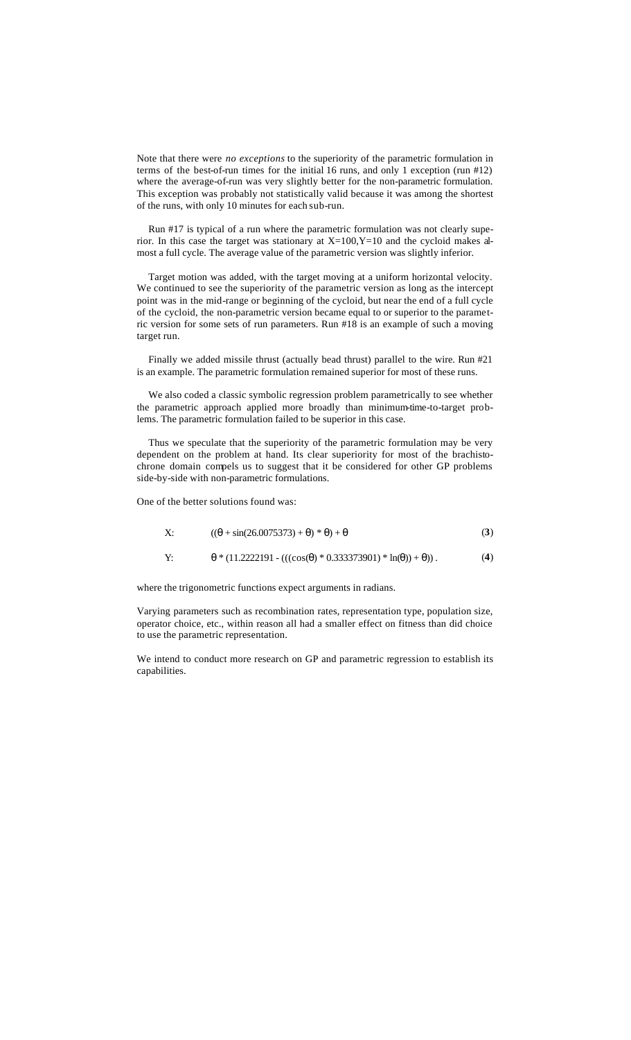Note that there were *no exceptions* to the superiority of the parametric formulation in terms of the best-of-run times for the initial 16 runs, and only 1 exception (run #12) where the average-of-run was very slightly better for the non-parametric formulation. This exception was probably not statistically valid because it was among the shortest of the runs, with only 10 minutes for each sub-run.

Run #17 is typical of a run where the parametric formulation was not clearly superior. In this case the target was stationary at X=100,Y=10 and the cycloid makes almost a full cycle. The average value of the parametric version was slightly inferior.

Target motion was added, with the target moving at a uniform horizontal velocity. We continued to see the superiority of the parametric version as long as the intercept point was in the mid-range or beginning of the cycloid, but near the end of a full cycle of the cycloid, the non-parametric version became equal to or superior to the parametric version for some sets of run parameters. Run #18 is an example of such a moving target run.

Finally we added missile thrust (actually bead thrust) parallel to the wire. Run #21 is an example. The parametric formulation remained superior for most of these runs.

We also coded a classic symbolic regression problem parametrically to see whether the parametric approach applied more broadly than minimum-time-to-target problems. The parametric formulation failed to be superior in this case.

Thus we speculate that the superiority of the parametric formulation may be very dependent on the problem at hand. Its clear superiority for most of the brachistochrone domain compels us to suggest that it be considered for other GP problems side-by-side with non-parametric formulations.

One of the better solutions found was:

$$X: \quad ((\theta + \sin(26.0075373) + \theta) * \theta) + \theta \tag{3}$$

$$Y: \quad \theta * (11.2222191 - (((\cos(\theta) * 0.333373901) * \ln(\theta)) + \theta)) \,. \tag{4}$$

where the trigonometric functions expect arguments in radians.

Varying parameters such as recombination rates, representation type, population size, operator choice, etc., within reason all had a smaller effect on fitness than did choice to use the parametric representation.

We intend to conduct more research on GP and parametric regression to establish its capabilities.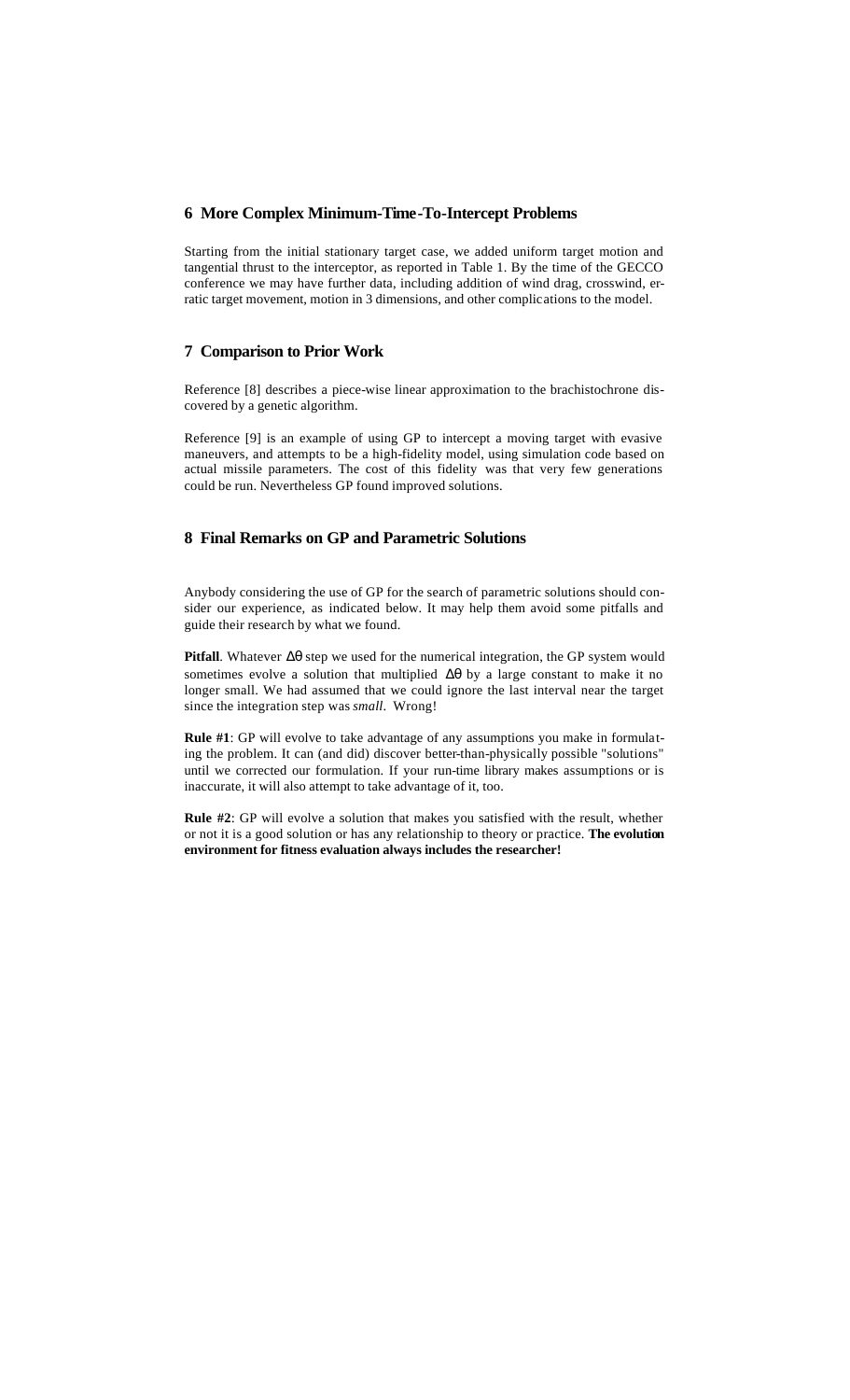## 6 More Complex Minimum-Time-To-Intercept Problems

Starting from the initial stationary target case, we added uniform target motion and tangential thrust to the interceptor, as reported in Table 1. By the time of the GECCO conference we may have further data, including addition of wind drag, crosswind, erratic target movement, motion in 3 dimensions, and other complications to the model.

## 7 Comparison to Prior Work

Reference [8] describes a piece-wise linear approximation to the brachistochrone discovered by a genetic algorithm.

Reference [9] is an example of using GP to intercept a moving target with evasive maneuvers, and attempts to be a high-fidelity model, using simulation code based on actual missile parameters. The cost of this fidelity was that very few generations could be run. Nevertheless GP found improved solutions.

## 8 Final Remarks on GP and Parametric Solutions

Anybody considering the use of GP for the search of parametric solutions should consider our experience, as indicated below. It may help them avoid some pitfalls and guide their research by what we found.

**Pitfall**. Whatever $\Delta\theta$ step we used for the numerical integration, the GP system would sometimes evolve a solution that multiplied $\Delta\theta$ by a large constant to make it no longer small. We had assumed that we could ignore the last interval near the target since the integration step was *small*. Wrong!

**Rule #1**: GP will evolve to take advantage of any assumptions you make in formulating the problem. It can (and did) discover better-than-physically possible "solutions" until we corrected our formulation. If your run-time library makes assumptions or is inaccurate, it will also attempt to take advantage of it, too.

**Rule #2**: GP will evolve a solution that makes you satisfied with the result, whether or not it is a good solution or has any relationship to theory or practice. **The evolution environment for fitness evaluation always includes the researcher!**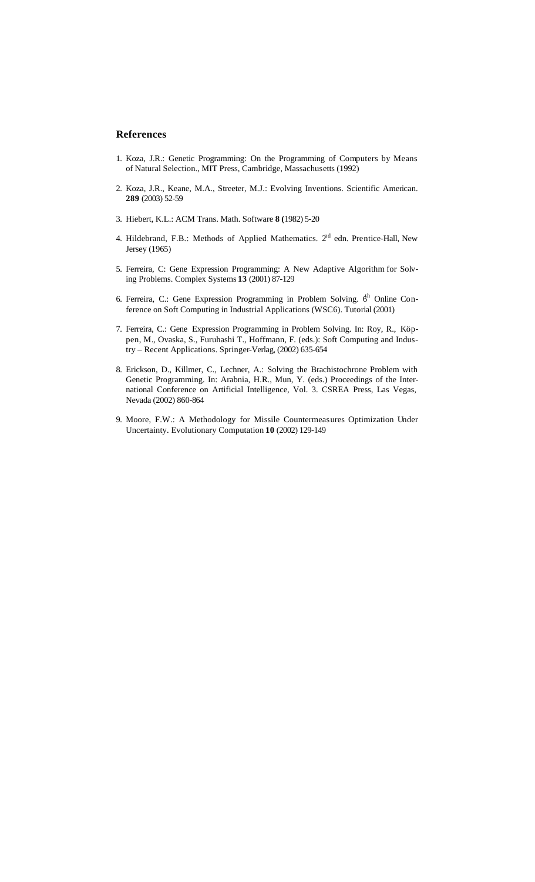## References

1. Koza, J.R.: Genetic Programming: On the Programming of Computers by Means of Natural Selection., MIT Press, Cambridge, Massachusetts (1992)
2. Koza, J.R., Keane, M.A., Streeter, M.J.: Evolving Inventions. Scientific American. **289** (2003) 52-59
3. Hiebert, K.L.: ACM Trans. Math. Software **8 (**1982) 5-20
4. Hildebrand, F.B.: Methods of Applied Mathematics. 2nd edn. Prentice-Hall, New Jersey (1965)
5. Ferreira, C: Gene Expression Programming: A New Adaptive Algorithm for Solving Problems. Complex Systems **13** (2001) 87-129
6. Ferreira, C.: Gene Expression Programming in Problem Solving. 6th Online Conference on Soft Computing in Industrial Applications (WSC6). Tutorial (2001)
7. Ferreira, C.: Gene Expression Programming in Problem Solving. In: Roy, R., Köppen, M., Ovaska, S., Furuhashi T., Hoffmann, F. (eds.): Soft Computing and Industry – Recent Applications. Springer-Verlag, (2002) 635-654
8. Erickson, D., Killmer, C., Lechner, A.: Solving the Brachistochrone Problem with Genetic Programming. In: Arabnia, H.R., Mun, Y. (eds.) Proceedings of the International Conference on Artificial Intelligence, Vol. 3. CSREA Press, Las Vegas, Nevada (2002) 860-864
9. Moore, F.W.: A Methodology for Missile Countermeasures Optimization Under Uncertainty. Evolutionary Computation **10** (2002) 129-149